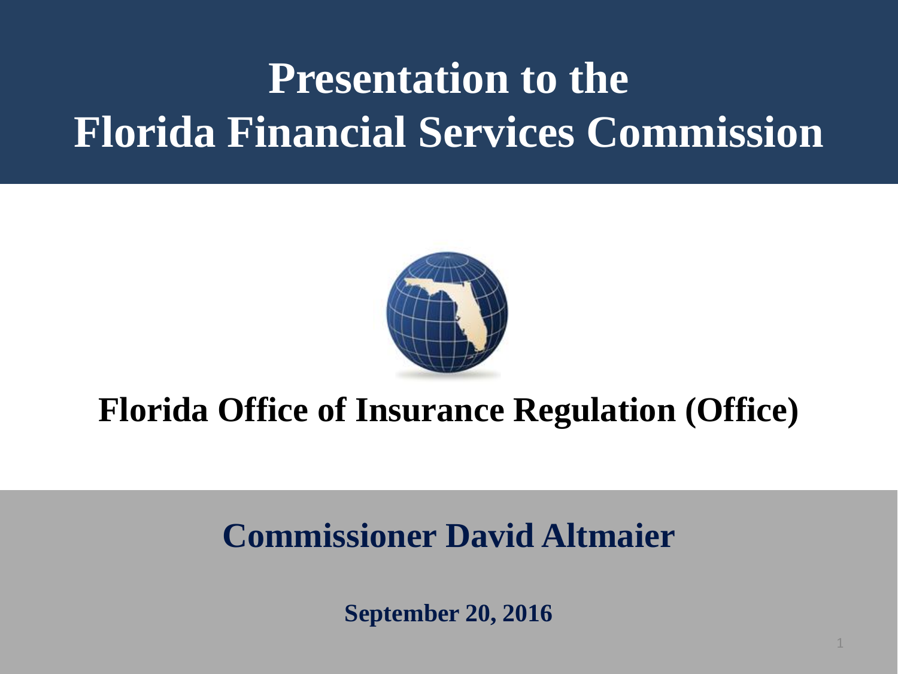# Presentation to the Florida Financial Services Commission

## Florida Office of Insurance Regulation (Office)

## Commissioner David Altmaier

**September 20, 2016**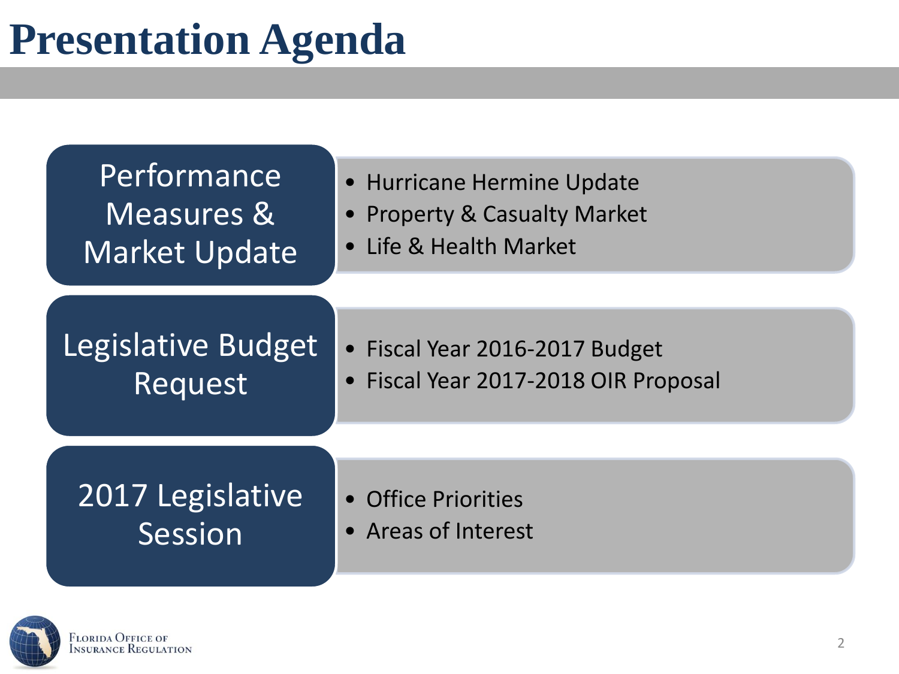# Presentation Agenda

## Performance Measures & Market Update

- Hurricane Hermine Update
- Property & Casualty Market
- Life & Health Market

## Legislative Budget Request

- Fiscal Year 2016-2017 Budget
- Fiscal Year 2017-2018 OIR Proposal

## 2017 Legislative Session

- Office Priorities
- Areas of Interest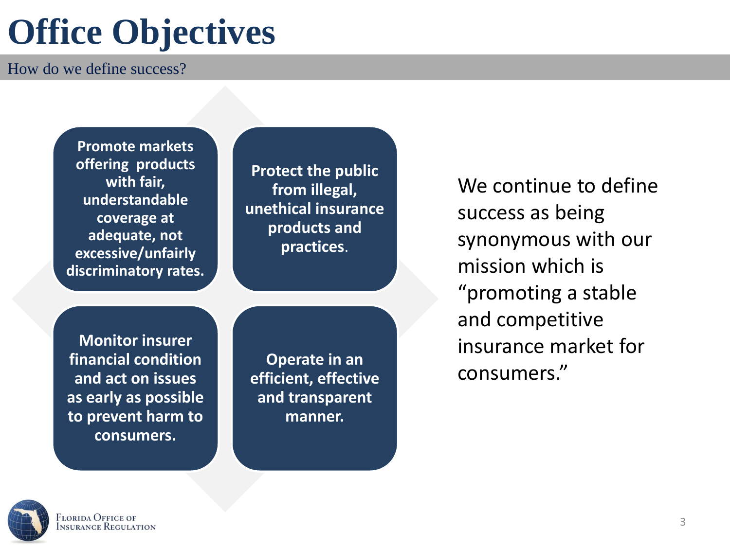# Office Objectives

How do we define success?

- **Promote markets offering products with fair, understandable coverage at adequate, not excessive/unfairly discriminatory rates.**
- **Protect the public from illegal, unethical insurance products and practices.**
- **Monitor insurer financial condition and act on issues as early as possible to prevent harm to consumers.**
- **Operate in an efficient, effective and transparent manner.**

We continue to define success as being synonymous with our mission which is "promoting a stable and competitive insurance market for consumers."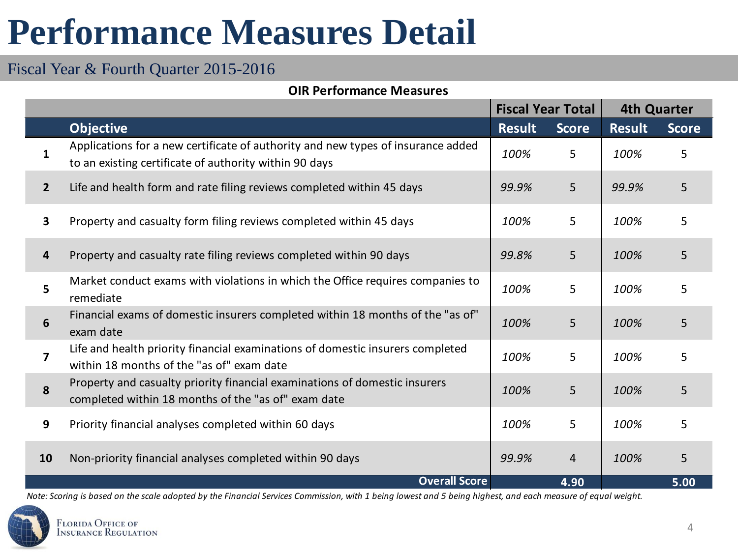# Performance Measures Detail

## Fiscal Year & Fourth Quarter 2015-2016

**OIR Performance Measures**

| | | Fiscal Year Total | | 4th Quarter | |
|---|---|---|---|---|---|
| | **Objective** | **Result** | **Score** | **Result** | **Score** |
| **1** | Applications for a new certificate of authority and new types of insurance added to an existing certificate of authority within 90 days | *100%* | 5 | *100%* | 5 |
| **2** | Life and health form and rate filing reviews completed within 45 days | *99.9%* | 5 | *99.9%* | 5 |
| **3** | Property and casualty form filing reviews completed within 45 days | *100%* | 5 | *100%* | 5 |
| **4** | Property and casualty rate filing reviews completed within 90 days | *99.8%* | 5 | *100%* | 5 |
| **5** | Market conduct exams with violations in which the Office requires companies to remediate | *100%* | 5 | *100%* | 5 |
| **6** | Financial exams of domestic insurers completed within 18 months of the "as of" exam date | *100%* | 5 | *100%* | 5 |
| **7** | Life and health priority financial examinations of domestic insurers completed within 18 months of the "as of" exam date | *100%* | 5 | *100%* | 5 |
| **8** | Property and casualty priority financial examinations of domestic insurers completed within 18 months of the "as of" exam date | *100%* | 5 | *100%* | 5 |
| **9** | Priority financial analyses completed within 60 days | *100%* | 5 | *100%* | 5 |
| **10** | Non-priority financial analyses completed within 90 days | *99.9%* | 4 | *100%* | 5 |
| | **Overall Score** | | **4.90** | | **5.00** |

*Note: Scoring is based on the scale adopted by the Financial Services Commission, with 1 being lowest and 5 being highest, and each measure of equal weight.*

Florida Office of Insurance Regulation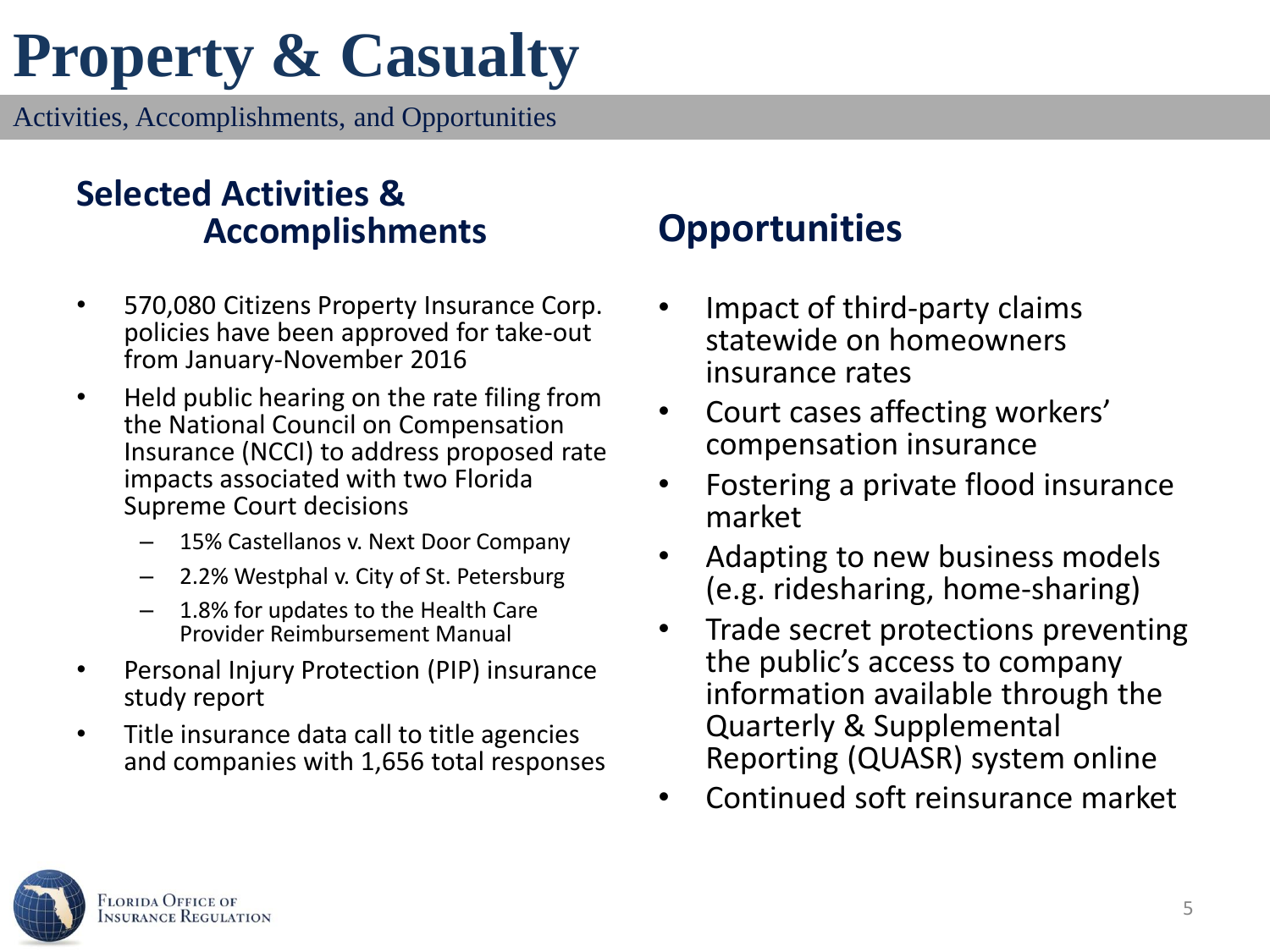# Property & Casualty

Activities, Accomplishments, and Opportunities

## Selected Activities & Accomplishments

- 570,080 Citizens Property Insurance Corp. policies have been approved for take-out from January-November 2016
- Held public hearing on the rate filing from the National Council on Compensation Insurance (NCCI) to address proposed rate impacts associated with two Florida Supreme Court decisions
  - 15% Castellanos v. Next Door Company
  - 2.2% Westphal v. City of St. Petersburg
  - 1.8% for updates to the Health Care Provider Reimbursement Manual
- Personal Injury Protection (PIP) insurance study report
- Title insurance data call to title agencies and companies with 1,656 total responses

## Opportunities

- Impact of third-party claims statewide on homeowners insurance rates
- Court cases affecting workers' compensation insurance
- Fostering a private flood insurance market
- Adapting to new business models (e.g. ridesharing, home-sharing)
- Trade secret protections preventing the public's access to company information available through the Quarterly & Supplemental Reporting (QUASR) system online
- Continued soft reinsurance market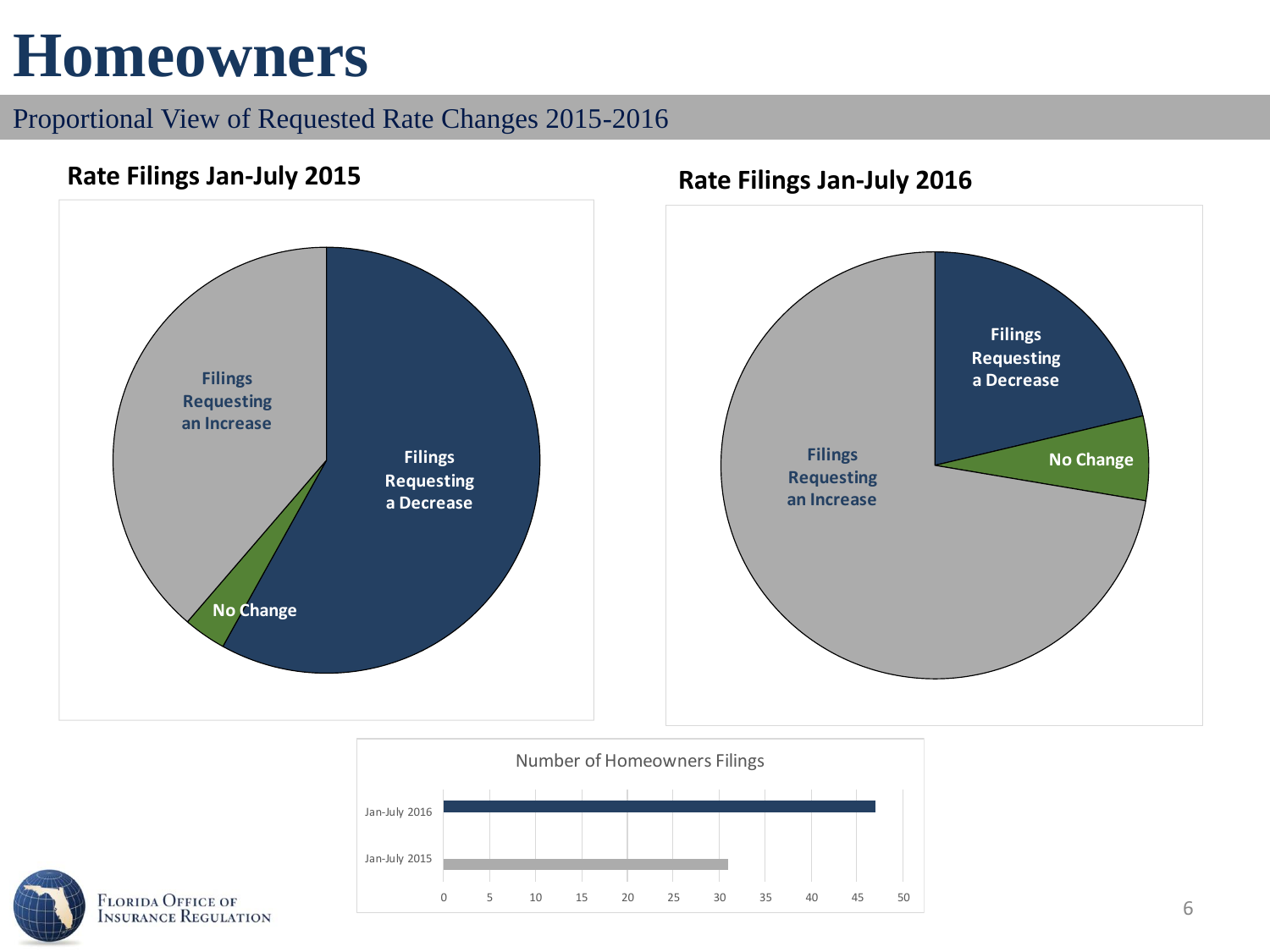# Homeowners

## Proportional View of Requested Rate Changes 2015-2016

### Rate Filings Jan-July 2015

Filings Requesting an Increase

Filings Requesting a Decrease

No Change

### Rate Filings Jan-July 2016

Filings Requesting a Decrease

No Change

Filings Requesting an Increase

Number of Homeowners Filings

Jan-July 2016

Jan-July 2015

0 5 10 15 20 25 30 35 40 45 50

Florida Office of Insurance Regulation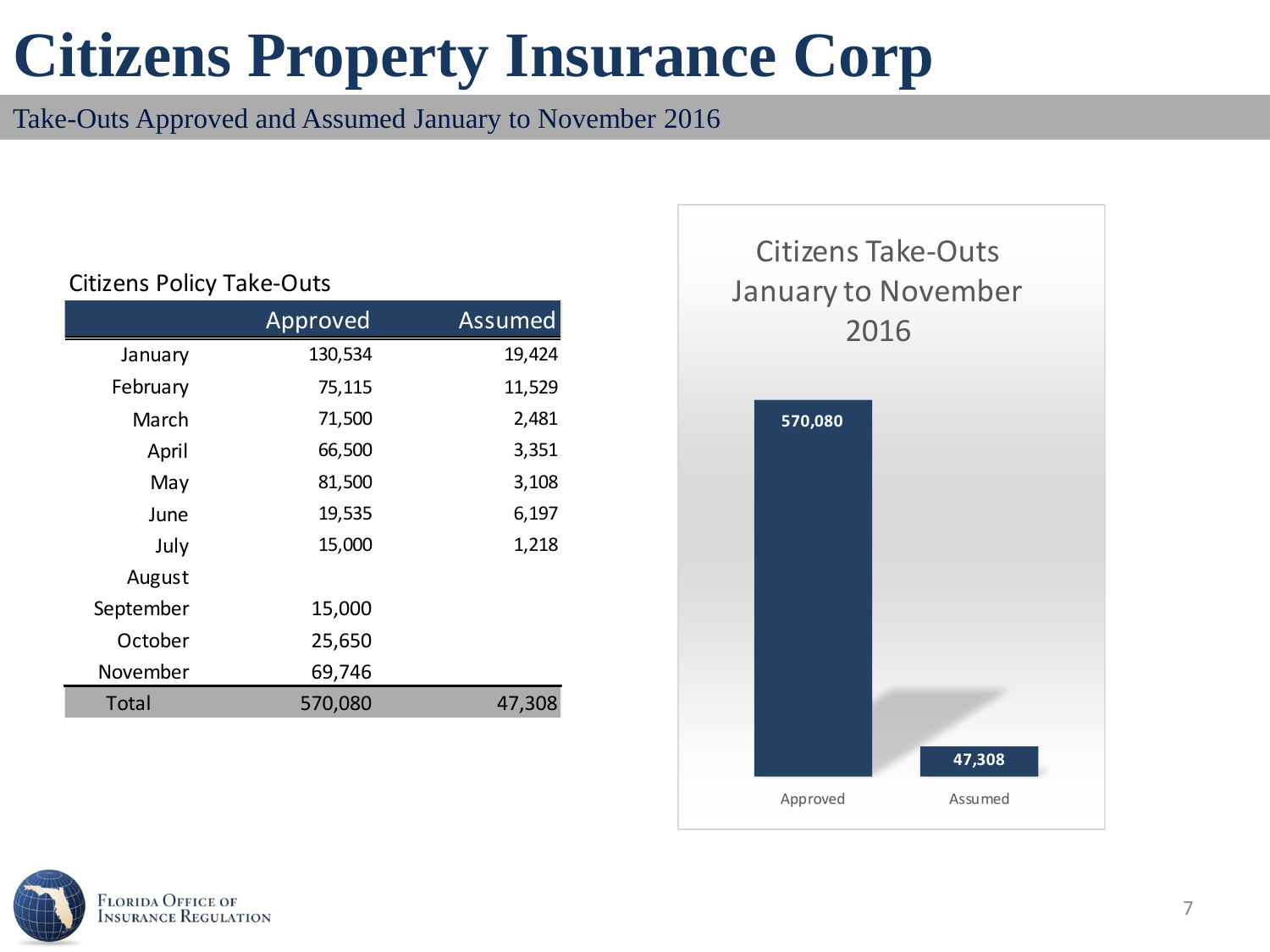# Citizens Property Insurance Corp

## Take-Outs Approved and Assumed January to November 2016

Citizens Policy Take-Outs

| | Approved | Assumed |
|---|---|---|
| January | 130,534 | 19,424 |
| February | 75,115 | 11,529 |
| March | 71,500 | 2,481 |
| April | 66,500 | 3,351 |
| May | 81,500 | 3,108 |
| June | 19,535 | 6,197 |
| July | 15,000 | 1,218 |
| August | | |
| September | 15,000 | |
| October | 25,650 | |
| November | 69,746 | |
| Total | 570,080 | 47,308 |

Citizens Take-Outs January to November 2016

| Approved | Assumed |
|---|---|
| 570,080 | 47,308 |

Florida Office of Insurance Regulation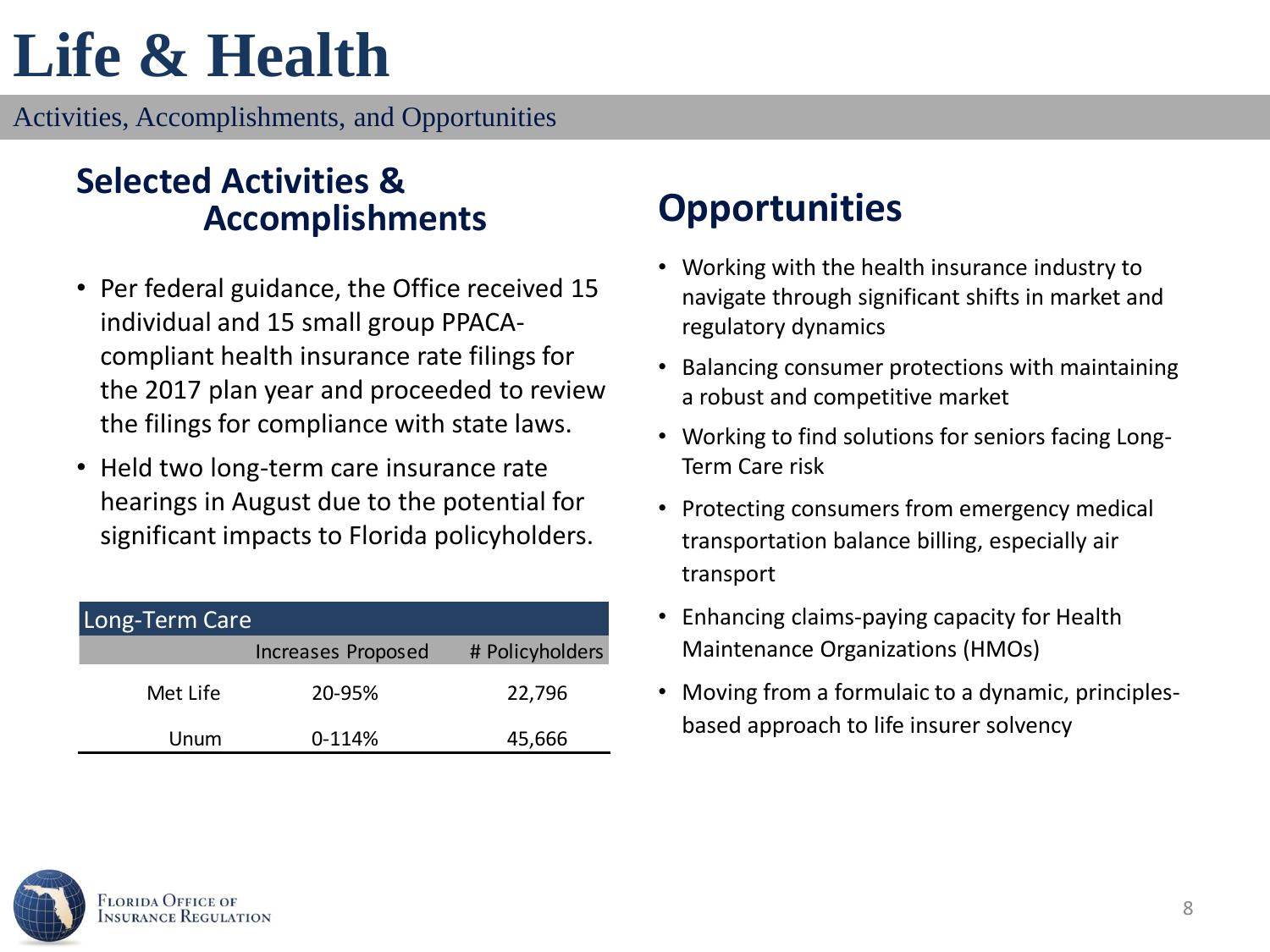# Life & Health

Activities, Accomplishments, and Opportunities

## Selected Activities & Accomplishments

- Per federal guidance, the Office received 15 individual and 15 small group PPACA-compliant health insurance rate filings for the 2017 plan year and proceeded to review the filings for compliance with state laws.
- Held two long-term care insurance rate hearings in August due to the potential for significant impacts to Florida policyholders.

| Long-Term Care | | |
|---|---|---|
| | Increases Proposed | # Policyholders |
| Met Life | 20-95% | 22,796 |
| Unum | 0-114% | 45,666 |

## Opportunities

- Working with the health insurance industry to navigate through significant shifts in market and regulatory dynamics
- Balancing consumer protections with maintaining a robust and competitive market
- Working to find solutions for seniors facing Long-Term Care risk
- Protecting consumers from emergency medical transportation balance billing, especially air transport
- Enhancing claims-paying capacity for Health Maintenance Organizations (HMOs)
- Moving from a formulaic to a dynamic, principles-based approach to life insurer solvency

Florida Office of Insurance Regulation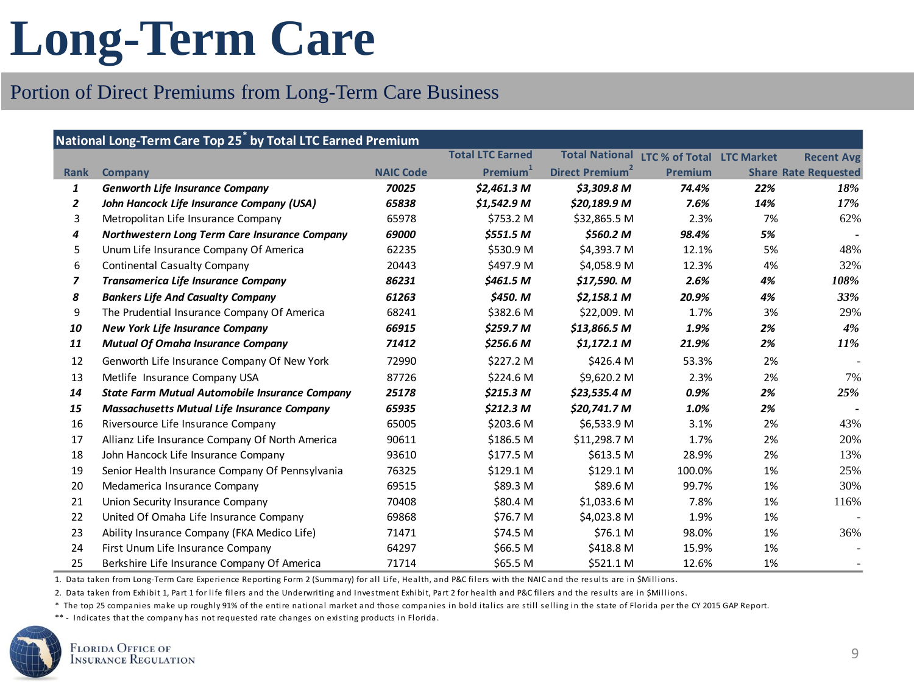# Long-Term Care

## Portion of Direct Premiums from Long-Term Care Business

| National Long-Term Care Top 25* by Total LTC Earned Premium | | | | | | | |
|---|---|---|---|---|---|---|---|
| Rank | Company | NAIC Code | Total LTC Earned Premium[1] | Total National Direct Premium[2] | LTC % of Total Premium | LTC Market Share | Recent Avg Rate Requested |
| ***1*** | ***Genworth Life Insurance Company*** | ***70025*** | ***$2,461.3 M*** | ***$3,309.8 M*** | ***74.4%*** | ***22%*** | ***18%*** |
| ***2*** | ***John Hancock Life Insurance Company (USA)*** | ***65838*** | ***$1,542.9 M*** | ***$20,189.9 M*** | ***7.6%*** | ***14%*** | ***17%*** |
| 3 | Metropolitan Life Insurance Company | 65978 | $753.2 M | $32,865.5 M | 2.3% | 7% | 62% |
| ***4*** | ***Northwestern Long Term Care Insurance Company*** | ***69000*** | ***$551.5 M*** | ***$560.2 M*** | ***98.4%*** | ***5%*** | - |
| 5 | Unum Life Insurance Company Of America | 62235 | $530.9 M | $4,393.7 M | 12.1% | 5% | 48% |
| 6 | Continental Casualty Company | 20443 | $497.9 M | $4,058.9 M | 12.3% | 4% | 32% |
| ***7*** | ***Transamerica Life Insurance Company*** | ***86231*** | ***$461.5 M*** | ***$17,590. M*** | ***2.6%*** | ***4%*** | ***108%*** |
| ***8*** | ***Bankers Life And Casualty Company*** | ***61263*** | ***$450. M*** | ***$2,158.1 M*** | ***20.9%*** | ***4%*** | ***33%*** |
| 9 | The Prudential Insurance Company Of America | 68241 | $382.6 M | $22,009. M | 1.7% | 3% | 29% |
| ***10*** | ***New York Life Insurance Company*** | ***66915*** | ***$259.7 M*** | ***$13,866.5 M*** | ***1.9%*** | ***2%*** | ***4%*** |
| ***11*** | ***Mutual Of Omaha Insurance Company*** | ***71412*** | ***$256.6 M*** | ***$1,172.1 M*** | ***21.9%*** | ***2%*** | ***11%*** |
| 12 | Genworth Life Insurance Company Of New York | 72990 | $227.2 M | $426.4 M | 53.3% | 2% | - |
| 13 | Metlife Insurance Company USA | 87726 | $224.6 M | $9,620.2 M | 2.3% | 2% | 7% |
| ***14*** | ***State Farm Mutual Automobile Insurance Company*** | ***25178*** | ***$215.3 M*** | ***$23,535.4 M*** | ***0.9%*** | ***2%*** | ***25%*** |
| ***15*** | ***Massachusetts Mutual Life Insurance Company*** | ***65935*** | ***$212.3 M*** | ***$20,741.7 M*** | ***1.0%*** | ***2%*** | - |
| 16 | Riversource Life Insurance Company | 65005 | $203.6 M | $6,533.9 M | 3.1% | 2% | 43% |
| 17 | Allianz Life Insurance Company Of North America | 90611 | $186.5 M | $11,298.7 M | 1.7% | 2% | 20% |
| 18 | John Hancock Life Insurance Company | 93610 | $177.5 M | $613.5 M | 28.9% | 2% | 13% |
| 19 | Senior Health Insurance Company Of Pennsylvania | 76325 | $129.1 M | $129.1 M | 100.0% | 1% | 25% |
| 20 | Medamerica Insurance Company | 69515 | $89.3 M | $89.6 M | 99.7% | 1% | 30% |
| 21 | Union Security Insurance Company | 70408 | $80.4 M | $1,033.6 M | 7.8% | 1% | 116% |
| 22 | United Of Omaha Life Insurance Company | 69868 | $76.7 M | $4,023.8 M | 1.9% | 1% | - |
| 23 | Ability Insurance Company (FKA Medico Life) | 71471 | $74.5 M | $76.1 M | 98.0% | 1% | 36% |
| 24 | First Unum Life Insurance Company | 64297 | $66.5 M | $418.8 M | 15.9% | 1% | - |
| 25 | Berkshire Life Insurance Company Of America | 71714 | $65.5 M | $521.1 M | 12.6% | 1% | - |

1. Data taken from Long-Term Care Experience Reporting Form 2 (Summary) for all Life, Health, and P&C filers with the NAIC and the results are in $Millions.
2. Data taken from Exhibit 1, Part 1 for life filers and the Underwriting and Investment Exhibit, Part 2 for health and P&C filers and the results are in $Millions.

\* The top 25 companies make up roughly 91% of the entire national market and those companies in bold italics are still selling in the state of Florida per the CY 2015 GAP Report.

** - Indicates that the company has not requested rate changes on existing products in Florida.

Florida Office of Insurance Regulation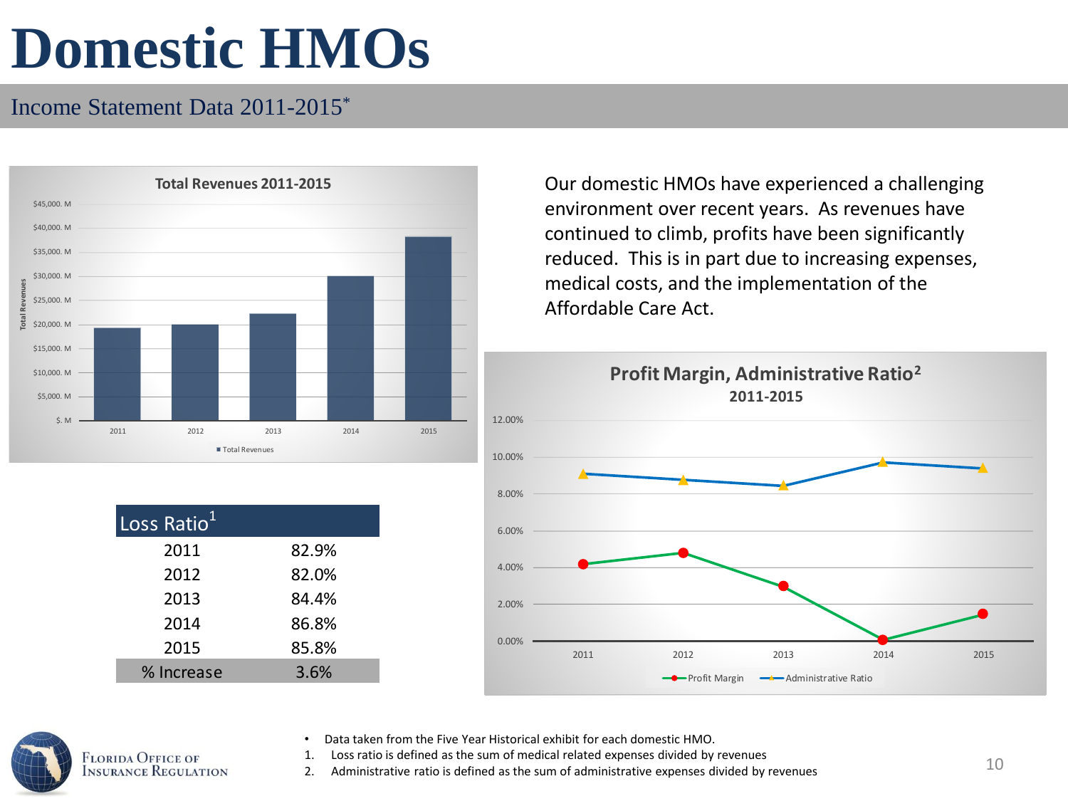# Domestic HMOs

## Income Statement Data 2011-2015*

Our domestic HMOs have experienced a challenging environment over recent years. As revenues have continued to climb, profits have been significantly reduced. This is in part due to increasing expenses, medical costs, and the implementation of the Affordable Care Act.

**Total Revenues 2011-2015**

**Profit Margin, Administrative Ratio[2] 2011-2015**

| Loss Ratio[1] | |
|---|---|
| 2011 | 82.9% |
| 2012 | 82.0% |
| 2013 | 84.4% |
| 2014 | 86.8% |
| 2015 | 85.8% |
| % Increase | 3.6% |

- Data taken from the Five Year Historical exhibit for each domestic HMO.
1. Loss ratio is defined as the sum of medical related expenses divided by revenues
2. Administrative ratio is defined as the sum of administrative expenses divided by revenues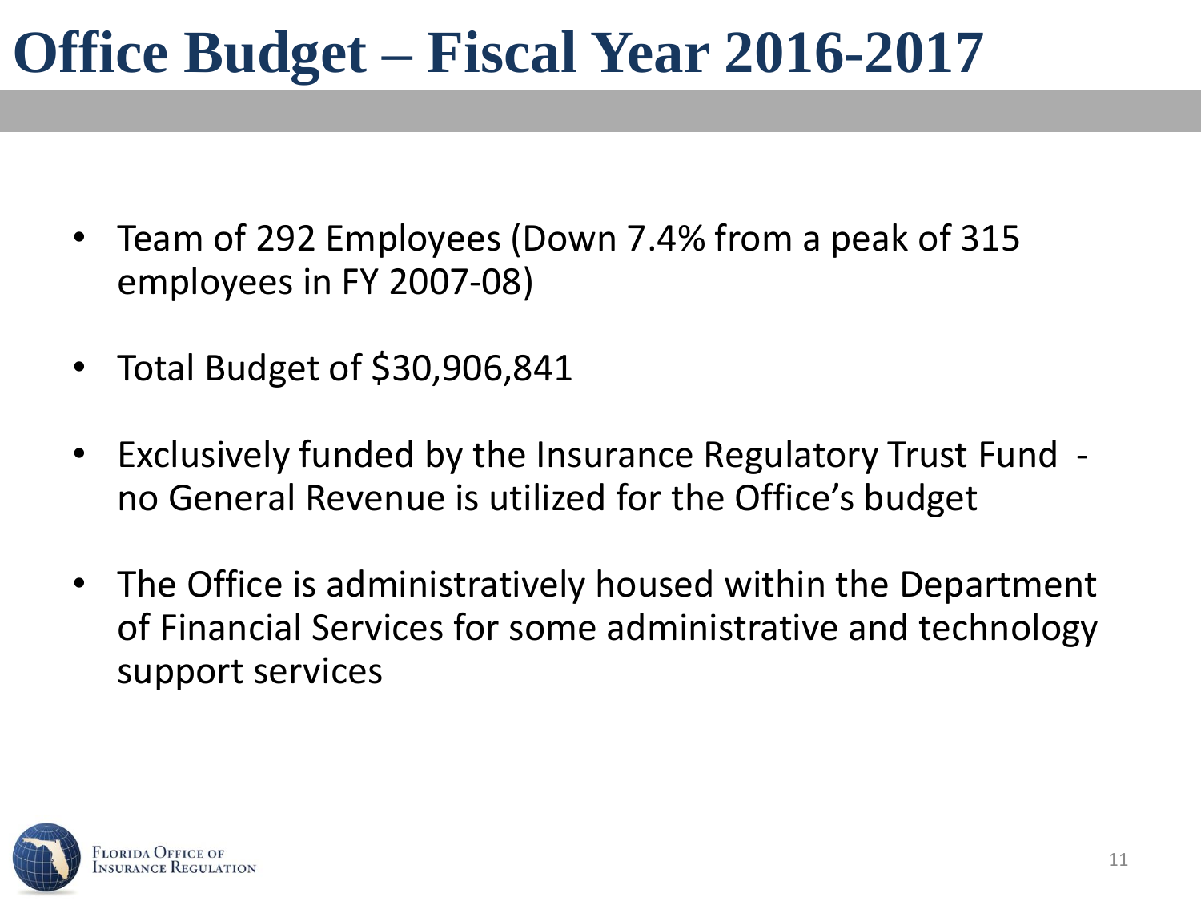# Office Budget – Fiscal Year 2016-2017

- Team of 292 Employees (Down 7.4% from a peak of 315 employees in FY 2007-08)
- Total Budget of $30,906,841
- Exclusively funded by the Insurance Regulatory Trust Fund - no General Revenue is utilized for the Office's budget
- The Office is administratively housed within the Department of Financial Services for some administrative and technology support services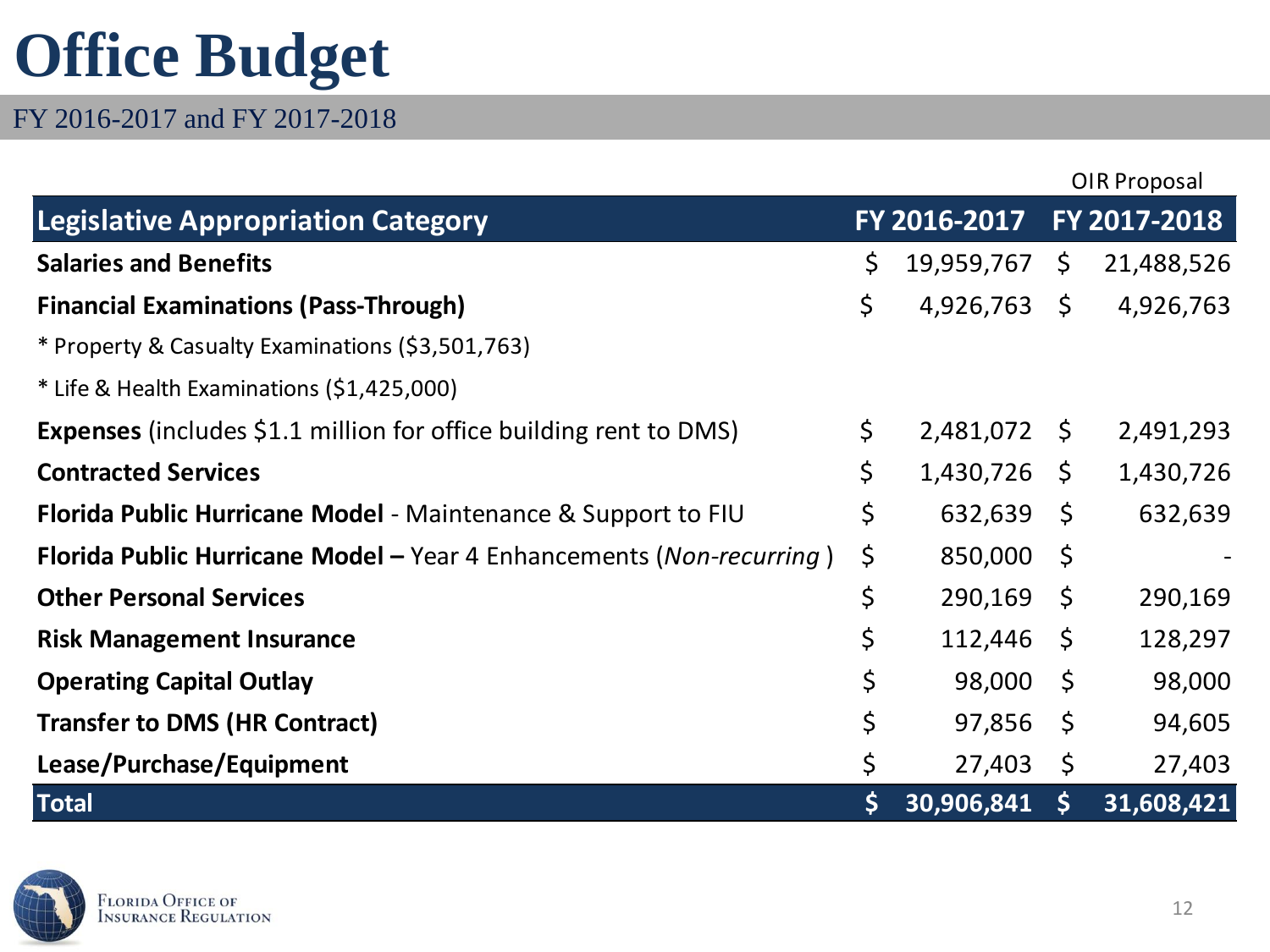# Office Budget

FY 2016-2017 and FY 2017-2018

| Legislative Appropriation Category | FY 2016-2017 | OIR Proposal FY 2017-2018 |
|---|---|---|
| **Salaries and Benefits** | $ 19,959,767 | $ 21,488,526 |
| **Financial Examinations (Pass-Through)** | $ 4,926,763 | $ 4,926,763 |
| * Property & Casualty Examinations ($3,501,763) | | |
| * Life & Health Examinations ($1,425,000) | | |
| **Expenses** (includes $1.1 million for office building rent to DMS) | $ 2,481,072 | $ 2,491,293 |
| **Contracted Services** | $ 1,430,726 | $ 1,430,726 |
| **Florida Public Hurricane Model** - Maintenance & Support to FIU | $ 632,639 | $ 632,639 |
| **Florida Public Hurricane Model –** Year 4 Enhancements (*Non-recurring* ) | $ 850,000 | $ - |
| **Other Personal Services** | $ 290,169 | $ 290,169 |
| **Risk Management Insurance** | $ 112,446 | $ 128,297 |
| **Operating Capital Outlay** | $ 98,000 | $ 98,000 |
| **Transfer to DMS (HR Contract)** | $ 97,856 | $ 94,605 |
| **Lease/Purchase/Equipment** | $ 27,403 | $ 27,403 |
| **Total** | **$ 30,906,841** | **$ 31,608,421** |

Florida Office of Insurance Regulation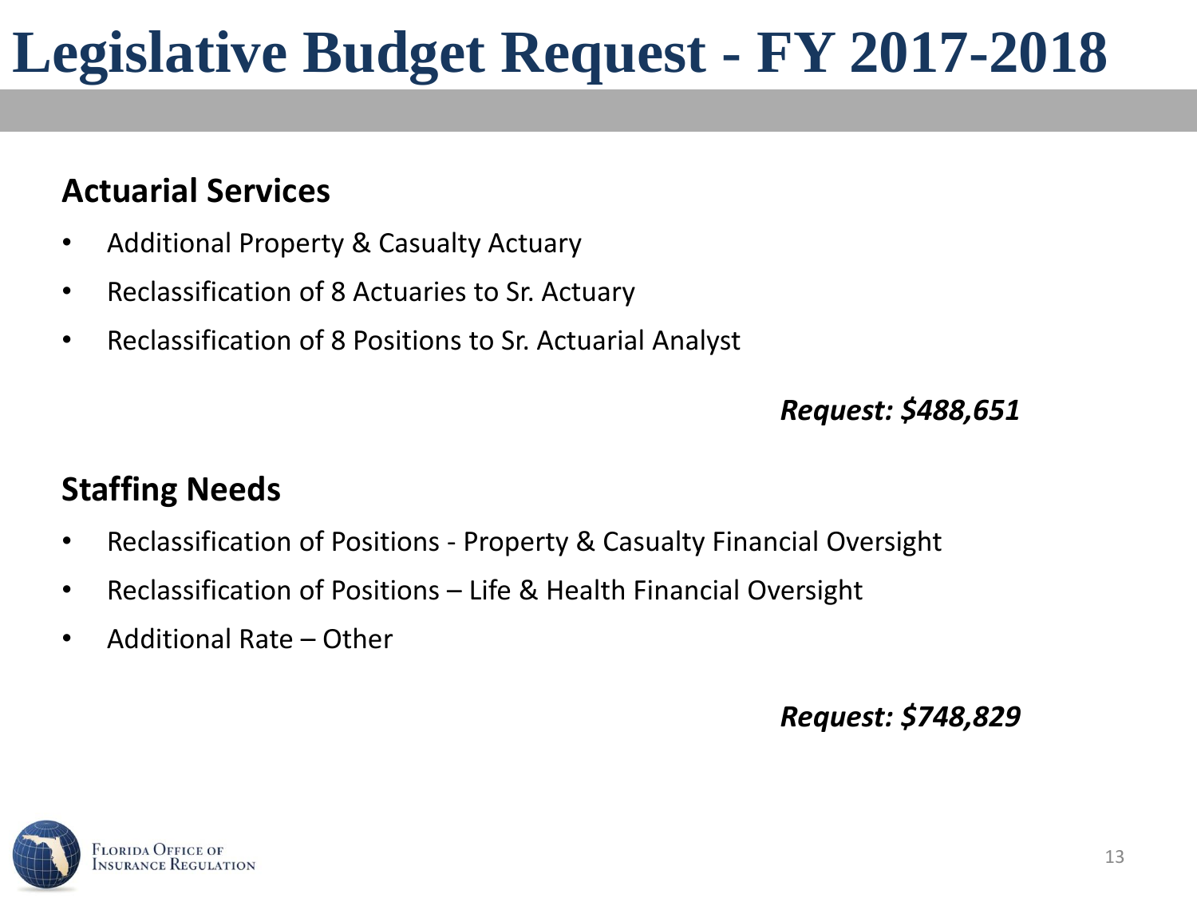# Legislative Budget Request - FY 2017-2018

## Actuarial Services

- Additional Property & Casualty Actuary
- Reclassification of 8 Actuaries to Sr. Actuary
- Reclassification of 8 Positions to Sr. Actuarial Analyst

***Request: $488,651***

## Staffing Needs

- Reclassification of Positions - Property & Casualty Financial Oversight
- Reclassification of Positions – Life & Health Financial Oversight
- Additional Rate – Other

***Request: $748,829***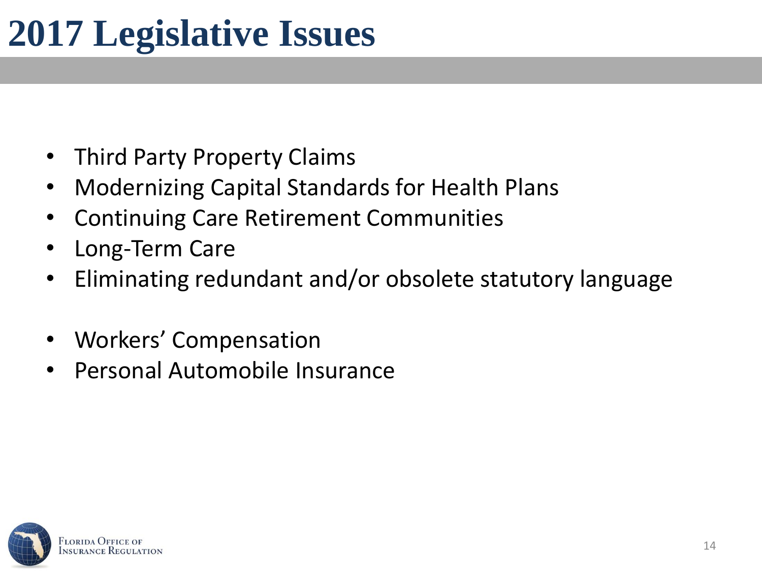# 2017 Legislative Issues

- Third Party Property Claims
- Modernizing Capital Standards for Health Plans
- Continuing Care Retirement Communities
- Long-Term Care
- Eliminating redundant and/or obsolete statutory language

- Workers' Compensation
- Personal Automobile Insurance